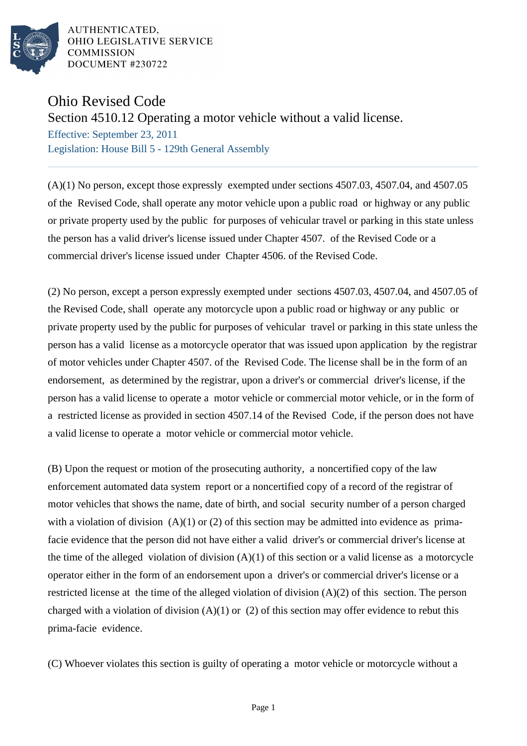AUTHENTICATED,
OHIO LEGISLATIVE SERVICE
COMMISSION
DOCUMENT #230722

# Ohio Revised Code

## Section 4510.12 Operating a motor vehicle without a valid license.

Effective: September 23, 2011

Legislation: House Bill 5 - 129th General Assembly

(A)(1) No person, except those expressly exempted under sections 4507.03, 4507.04, and 4507.05 of the Revised Code, shall operate any motor vehicle upon a public road or highway or any public or private property used by the public for purposes of vehicular travel or parking in this state unless the person has a valid driver's license issued under Chapter 4507. of the Revised Code or a commercial driver's license issued under Chapter 4506. of the Revised Code.

(2) No person, except a person expressly exempted under sections 4507.03, 4507.04, and 4507.05 of the Revised Code, shall operate any motorcycle upon a public road or highway or any public or private property used by the public for purposes of vehicular travel or parking in this state unless the person has a valid license as a motorcycle operator that was issued upon application by the registrar of motor vehicles under Chapter 4507. of the Revised Code. The license shall be in the form of an endorsement, as determined by the registrar, upon a driver's or commercial driver's license, if the person has a valid license to operate a motor vehicle or commercial motor vehicle, or in the form of a restricted license as provided in section 4507.14 of the Revised Code, if the person does not have a valid license to operate a motor vehicle or commercial motor vehicle.

(B) Upon the request or motion of the prosecuting authority, a noncertified copy of the law enforcement automated data system report or a noncertified copy of a record of the registrar of motor vehicles that shows the name, date of birth, and social security number of a person charged with a violation of division (A)(1) or (2) of this section may be admitted into evidence as prima-facie evidence that the person did not have either a valid driver's or commercial driver's license at the time of the alleged violation of division (A)(1) of this section or a valid license as a motorcycle operator either in the form of an endorsement upon a driver's or commercial driver's license or a restricted license at the time of the alleged violation of division (A)(2) of this section. The person charged with a violation of division (A)(1) or (2) of this section may offer evidence to rebut this prima-facie evidence.

(C) Whoever violates this section is guilty of operating a motor vehicle or motorcycle without a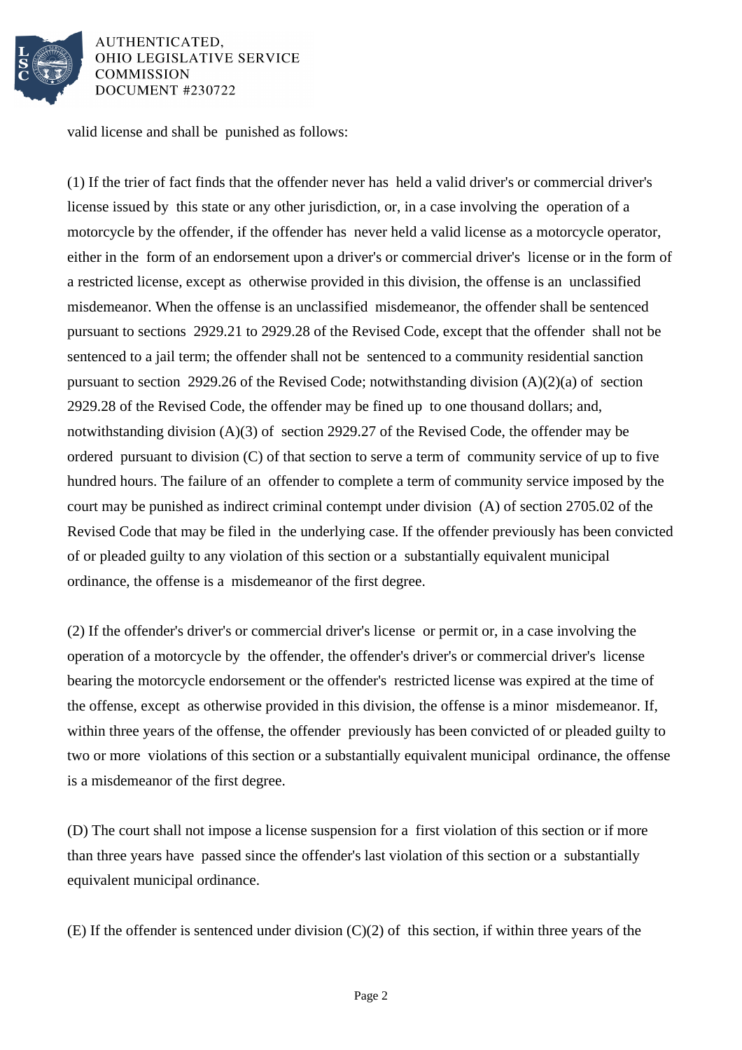valid license and shall be punished as follows:

(1) If the trier of fact finds that the offender never has held a valid driver's or commercial driver's license issued by this state or any other jurisdiction, or, in a case involving the operation of a motorcycle by the offender, if the offender has never held a valid license as a motorcycle operator, either in the form of an endorsement upon a driver's or commercial driver's license or in the form of a restricted license, except as otherwise provided in this division, the offense is an unclassified misdemeanor. When the offense is an unclassified misdemeanor, the offender shall be sentenced pursuant to sections 2929.21 to 2929.28 of the Revised Code, except that the offender shall not be sentenced to a jail term; the offender shall not be sentenced to a community residential sanction pursuant to section 2929.26 of the Revised Code; notwithstanding division (A)(2)(a) of section 2929.28 of the Revised Code, the offender may be fined up to one thousand dollars; and, notwithstanding division (A)(3) of section 2929.27 of the Revised Code, the offender may be ordered pursuant to division (C) of that section to serve a term of community service of up to five hundred hours. The failure of an offender to complete a term of community service imposed by the court may be punished as indirect criminal contempt under division (A) of section 2705.02 of the Revised Code that may be filed in the underlying case. If the offender previously has been convicted of or pleaded guilty to any violation of this section or a substantially equivalent municipal ordinance, the offense is a misdemeanor of the first degree.

(2) If the offender's driver's or commercial driver's license or permit or, in a case involving the operation of a motorcycle by the offender, the offender's driver's or commercial driver's license bearing the motorcycle endorsement or the offender's restricted license was expired at the time of the offense, except as otherwise provided in this division, the offense is a minor misdemeanor. If, within three years of the offense, the offender previously has been convicted of or pleaded guilty to two or more violations of this section or a substantially equivalent municipal ordinance, the offense is a misdemeanor of the first degree.

(D) The court shall not impose a license suspension for a first violation of this section or if more than three years have passed since the offender's last violation of this section or a substantially equivalent municipal ordinance.

(E) If the offender is sentenced under division (C)(2) of this section, if within three years of the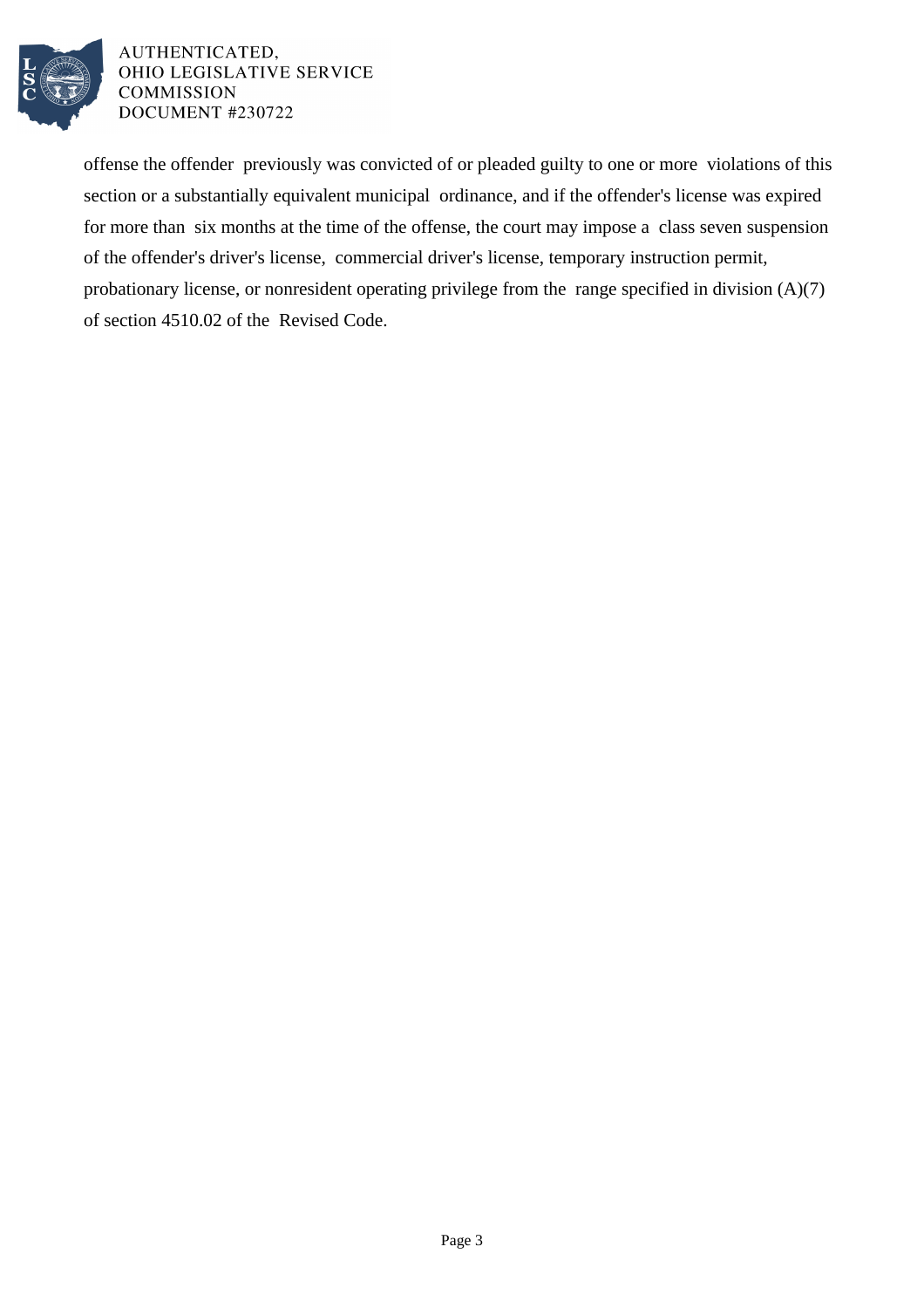offense the offender previously was convicted of or pleaded guilty to one or more violations of this section or a substantially equivalent municipal ordinance, and if the offender's license was expired for more than six months at the time of the offense, the court may impose a class seven suspension of the offender's driver's license, commercial driver's license, temporary instruction permit, probationary license, or nonresident operating privilege from the range specified in division (A)(7) of section 4510.02 of the Revised Code.